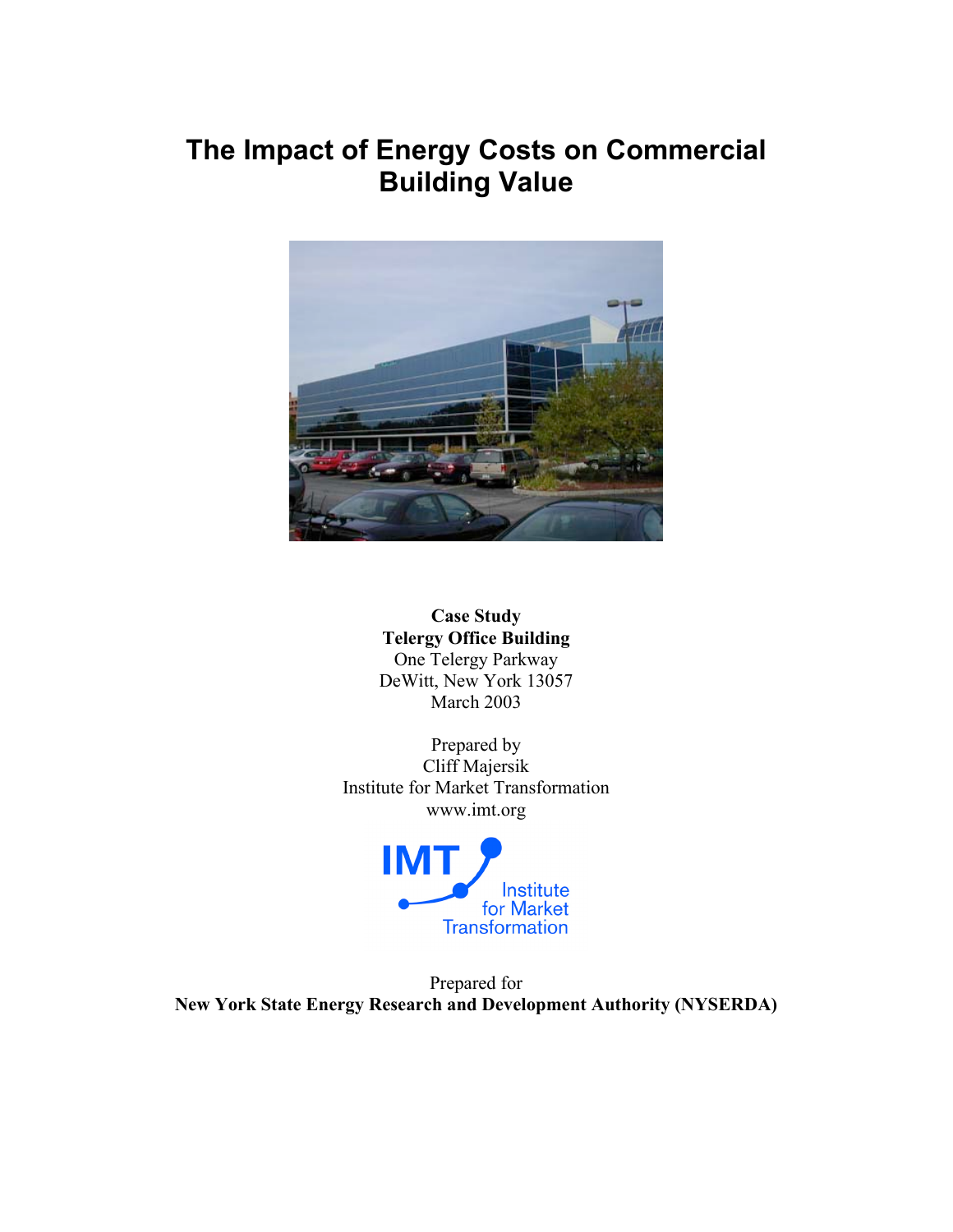# The Impact of Energy Costs on Commercial Building Value

**Case Study**
**Telergy Office Building**
One Telergy Parkway
DeWitt, New York 13057
March 2003

Prepared by
Cliff Majersik
Institute for Market Transformation
www.imt.org

IMT Institute for Market Transformation

Prepared for
**New York State Energy Research and Development Authority (NYSERDA)**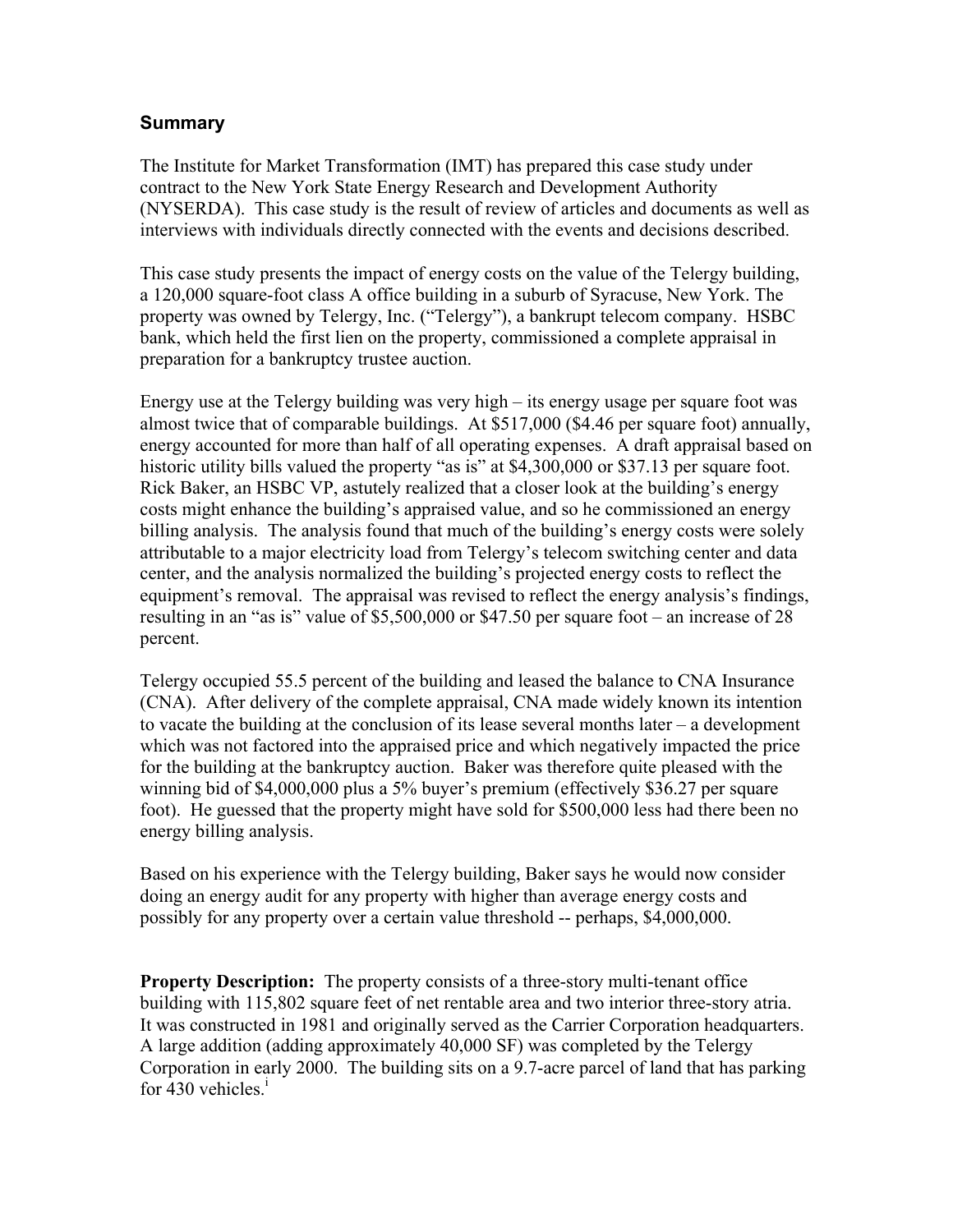## Summary

The Institute for Market Transformation (IMT) has prepared this case study under contract to the New York State Energy Research and Development Authority (NYSERDA). This case study is the result of review of articles and documents as well as interviews with individuals directly connected with the events and decisions described.

This case study presents the impact of energy costs on the value of the Telergy building, a 120,000 square-foot class A office building in a suburb of Syracuse, New York. The property was owned by Telergy, Inc. ("Telergy"), a bankrupt telecom company. HSBC bank, which held the first lien on the property, commissioned a complete appraisal in preparation for a bankruptcy trustee auction.

Energy use at the Telergy building was very high – its energy usage per square foot was almost twice that of comparable buildings. At $517,000 ($4.46 per square foot) annually, energy accounted for more than half of all operating expenses. A draft appraisal based on historic utility bills valued the property "as is" at $4,300,000 or $37.13 per square foot. Rick Baker, an HSBC VP, astutely realized that a closer look at the building's energy costs might enhance the building's appraised value, and so he commissioned an energy billing analysis. The analysis found that much of the building's energy costs were solely attributable to a major electricity load from Telergy's telecom switching center and data center, and the analysis normalized the building's projected energy costs to reflect the equipment's removal. The appraisal was revised to reflect the energy analysis's findings, resulting in an "as is" value of $5,500,000 or $47.50 per square foot – an increase of 28 percent.

Telergy occupied 55.5 percent of the building and leased the balance to CNA Insurance (CNA). After delivery of the complete appraisal, CNA made widely known its intention to vacate the building at the conclusion of its lease several months later – a development which was not factored into the appraised price and which negatively impacted the price for the building at the bankruptcy auction. Baker was therefore quite pleased with the winning bid of $4,000,000 plus a 5% buyer's premium (effectively $36.27 per square foot). He guessed that the property might have sold for $500,000 less had there been no energy billing analysis.

Based on his experience with the Telergy building, Baker says he would now consider doing an energy audit for any property with higher than average energy costs and possibly for any property over a certain value threshold -- perhaps, $4,000,000.

**Property Description:** The property consists of a three-story multi-tenant office building with 115,802 square feet of net rentable area and two interior three-story atria. It was constructed in 1981 and originally served as the Carrier Corporation headquarters. A large addition (adding approximately 40,000 SF) was completed by the Telergy Corporation in early 2000. The building sits on a 9.7-acre parcel of land that has parking for 430 vehicles.[i]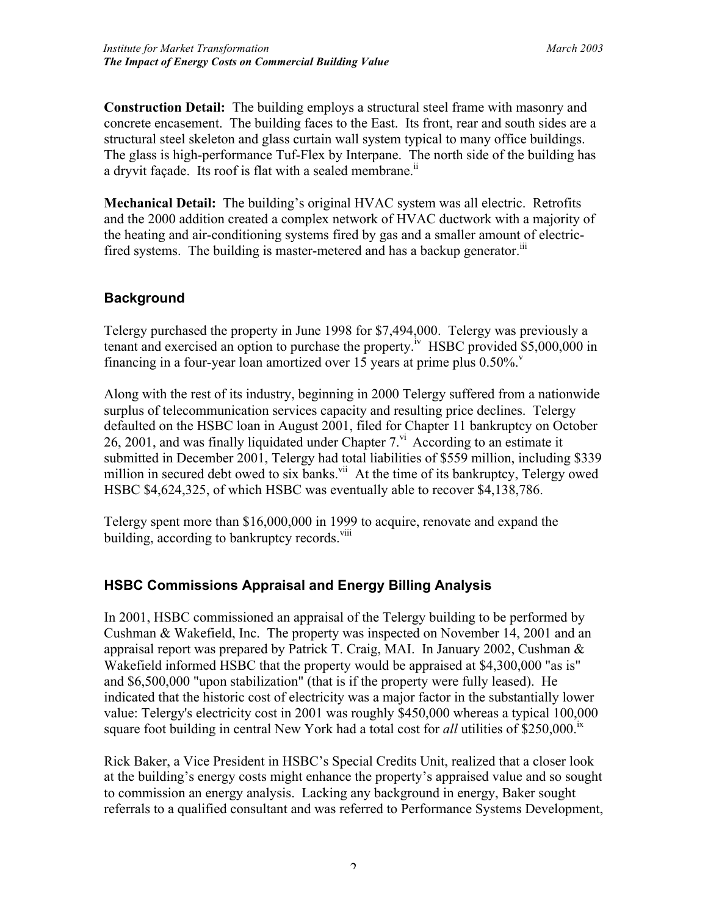**Construction Detail:** The building employs a structural steel frame with masonry and concrete encasement. The building faces to the East. Its front, rear and south sides are a structural steel skeleton and glass curtain wall system typical to many office buildings. The glass is high-performance Tuf-Flex by Interpane. The north side of the building has a dryvit façade. Its roof is flat with a sealed membrane.[ii]

**Mechanical Detail:** The building's original HVAC system was all electric. Retrofits and the 2000 addition created a complex network of HVAC ductwork with a majority of the heating and air-conditioning systems fired by gas and a smaller amount of electric-fired systems. The building is master-metered and has a backup generator.[iii]

## Background

Telergy purchased the property in June 1998 for $7,494,000. Telergy was previously a tenant and exercised an option to purchase the property.[iv] HSBC provided $5,000,000 in financing in a four-year loan amortized over 15 years at prime plus 0.50%.[v]

Along with the rest of its industry, beginning in 2000 Telergy suffered from a nationwide surplus of telecommunication services capacity and resulting price declines. Telergy defaulted on the HSBC loan in August 2001, filed for Chapter 11 bankruptcy on October 26, 2001, and was finally liquidated under Chapter 7.[vi] According to an estimate it submitted in December 2001, Telergy had total liabilities of $559 million, including $339 million in secured debt owed to six banks.[vii] At the time of its bankruptcy, Telergy owed HSBC $4,624,325, of which HSBC was eventually able to recover $4,138,786.

Telergy spent more than $16,000,000 in 1999 to acquire, renovate and expand the building, according to bankruptcy records.[viii]

## HSBC Commissions Appraisal and Energy Billing Analysis

In 2001, HSBC commissioned an appraisal of the Telergy building to be performed by Cushman & Wakefield, Inc. The property was inspected on November 14, 2001 and an appraisal report was prepared by Patrick T. Craig, MAI. In January 2002, Cushman & Wakefield informed HSBC that the property would be appraised at $4,300,000 "as is" and $6,500,000 "upon stabilization" (that is if the property were fully leased). He indicated that the historic cost of electricity was a major factor in the substantially lower value: Telergy's electricity cost in 2001 was roughly $450,000 whereas a typical 100,000 square foot building in central New York had a total cost for *all* utilities of $250,000.[ix]

Rick Baker, a Vice President in HSBC's Special Credits Unit, realized that a closer look at the building's energy costs might enhance the property's appraised value and so sought to commission an energy analysis. Lacking any background in energy, Baker sought referrals to a qualified consultant and was referred to Performance Systems Development,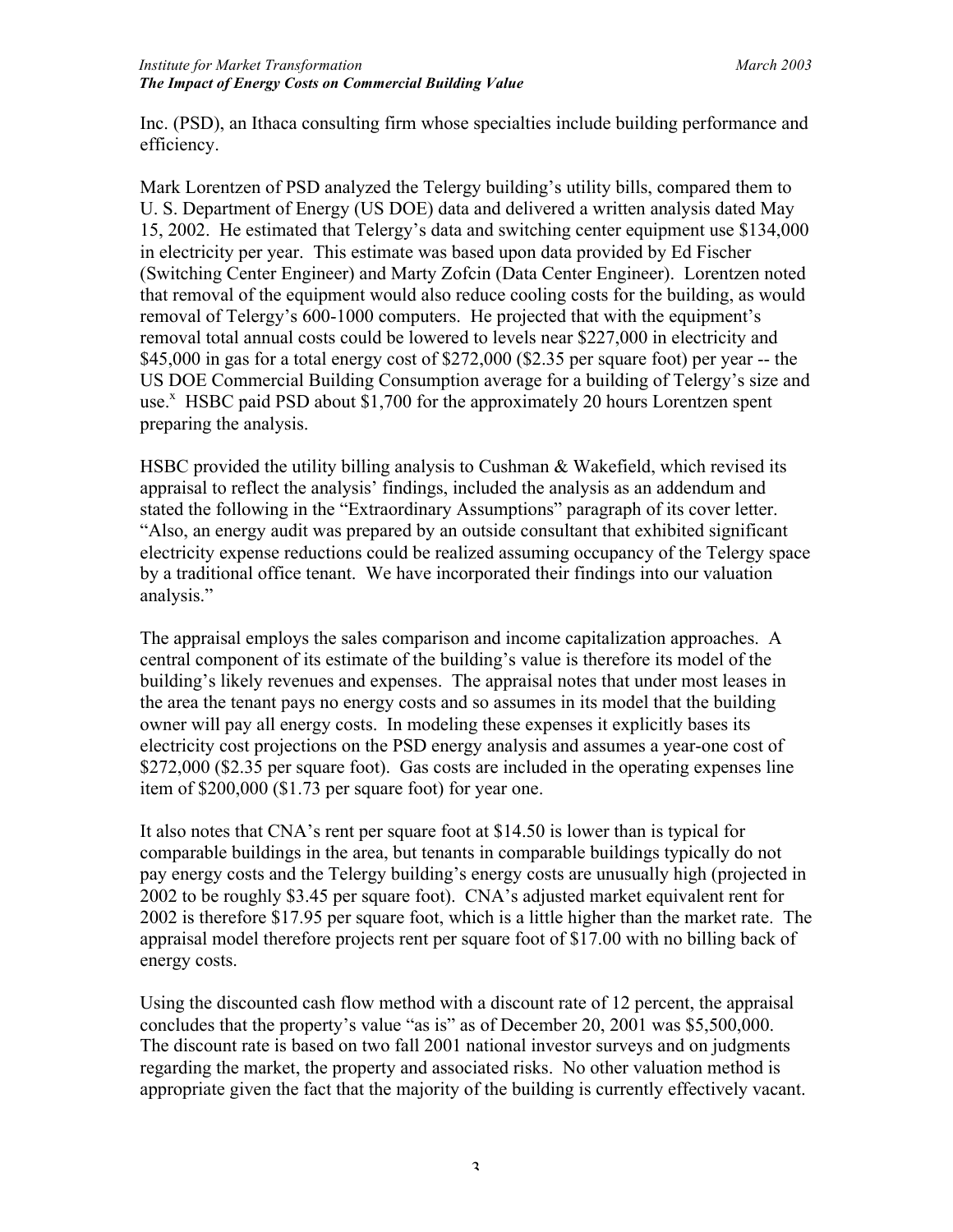Inc. (PSD), an Ithaca consulting firm whose specialties include building performance and efficiency.

Mark Lorentzen of PSD analyzed the Telergy building's utility bills, compared them to U. S. Department of Energy (US DOE) data and delivered a written analysis dated May 15, 2002. He estimated that Telergy's data and switching center equipment use $134,000 in electricity per year. This estimate was based upon data provided by Ed Fischer (Switching Center Engineer) and Marty Zofcin (Data Center Engineer). Lorentzen noted that removal of the equipment would also reduce cooling costs for the building, as would removal of Telergy's 600-1000 computers. He projected that with the equipment's removal total annual costs could be lowered to levels near $227,000 in electricity and $45,000 in gas for a total energy cost of $272,000 ($2.35 per square foot) per year -- the US DOE Commercial Building Consumption average for a building of Telergy's size and use.[x] HSBC paid PSD about $1,700 for the approximately 20 hours Lorentzen spent preparing the analysis.

HSBC provided the utility billing analysis to Cushman & Wakefield, which revised its appraisal to reflect the analysis' findings, included the analysis as an addendum and stated the following in the "Extraordinary Assumptions" paragraph of its cover letter. "Also, an energy audit was prepared by an outside consultant that exhibited significant electricity expense reductions could be realized assuming occupancy of the Telergy space by a traditional office tenant. We have incorporated their findings into our valuation analysis."

The appraisal employs the sales comparison and income capitalization approaches. A central component of its estimate of the building's value is therefore its model of the building's likely revenues and expenses. The appraisal notes that under most leases in the area the tenant pays no energy costs and so assumes in its model that the building owner will pay all energy costs. In modeling these expenses it explicitly bases its electricity cost projections on the PSD energy analysis and assumes a year-one cost of $272,000 ($2.35 per square foot). Gas costs are included in the operating expenses line item of $200,000 ($1.73 per square foot) for year one.

It also notes that CNA's rent per square foot at $14.50 is lower than is typical for comparable buildings in the area, but tenants in comparable buildings typically do not pay energy costs and the Telergy building's energy costs are unusually high (projected in 2002 to be roughly $3.45 per square foot). CNA's adjusted market equivalent rent for 2002 is therefore $17.95 per square foot, which is a little higher than the market rate. The appraisal model therefore projects rent per square foot of $17.00 with no billing back of energy costs.

Using the discounted cash flow method with a discount rate of 12 percent, the appraisal concludes that the property's value "as is" as of December 20, 2001 was $5,500,000. The discount rate is based on two fall 2001 national investor surveys and on judgments regarding the market, the property and associated risks. No other valuation method is appropriate given the fact that the majority of the building is currently effectively vacant.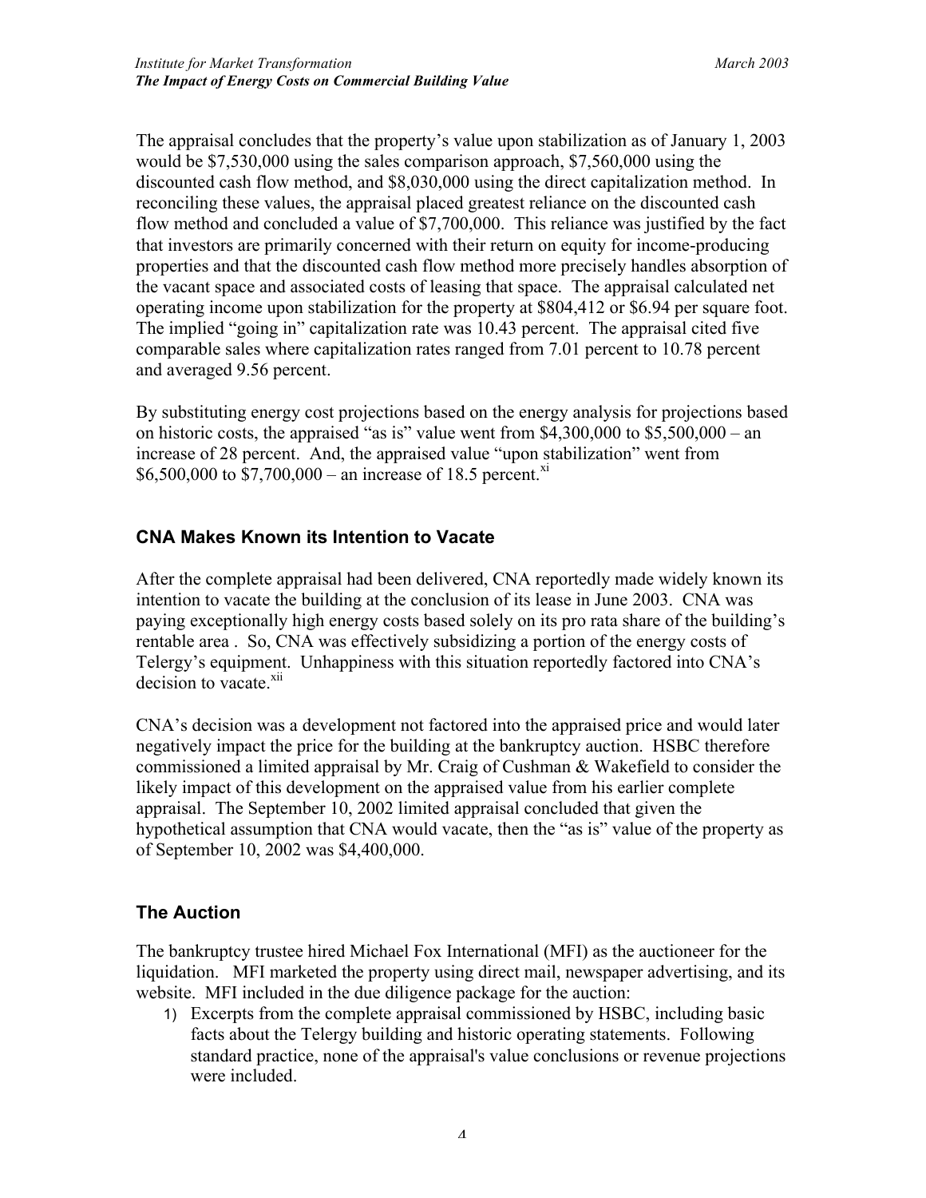The appraisal concludes that the property's value upon stabilization as of January 1, 2003 would be $7,530,000 using the sales comparison approach, $7,560,000 using the discounted cash flow method, and $8,030,000 using the direct capitalization method. In reconciling these values, the appraisal placed greatest reliance on the discounted cash flow method and concluded a value of $7,700,000. This reliance was justified by the fact that investors are primarily concerned with their return on equity for income-producing properties and that the discounted cash flow method more precisely handles absorption of the vacant space and associated costs of leasing that space. The appraisal calculated net operating income upon stabilization for the property at $804,412 or $6.94 per square foot. The implied "going in" capitalization rate was 10.43 percent. The appraisal cited five comparable sales where capitalization rates ranged from 7.01 percent to 10.78 percent and averaged 9.56 percent.

By substituting energy cost projections based on the energy analysis for projections based on historic costs, the appraised "as is" value went from $4,300,000 to $5,500,000 – an increase of 28 percent. And, the appraised value "upon stabilization" went from $6,500,000 to $7,700,000 – an increase of 18.5 percent.[xi]

## CNA Makes Known its Intention to Vacate

After the complete appraisal had been delivered, CNA reportedly made widely known its intention to vacate the building at the conclusion of its lease in June 2003. CNA was paying exceptionally high energy costs based solely on its pro rata share of the building's rentable area . So, CNA was effectively subsidizing a portion of the energy costs of Telergy's equipment. Unhappiness with this situation reportedly factored into CNA's decision to vacate.[xii]

CNA's decision was a development not factored into the appraised price and would later negatively impact the price for the building at the bankruptcy auction. HSBC therefore commissioned a limited appraisal by Mr. Craig of Cushman & Wakefield to consider the likely impact of this development on the appraised value from his earlier complete appraisal. The September 10, 2002 limited appraisal concluded that given the hypothetical assumption that CNA would vacate, then the "as is" value of the property as of September 10, 2002 was $4,400,000.

## The Auction

The bankruptcy trustee hired Michael Fox International (MFI) as the auctioneer for the liquidation. MFI marketed the property using direct mail, newspaper advertising, and its website. MFI included in the due diligence package for the auction:

1) Excerpts from the complete appraisal commissioned by HSBC, including basic facts about the Telergy building and historic operating statements. Following standard practice, none of the appraisal's value conclusions or revenue projections were included.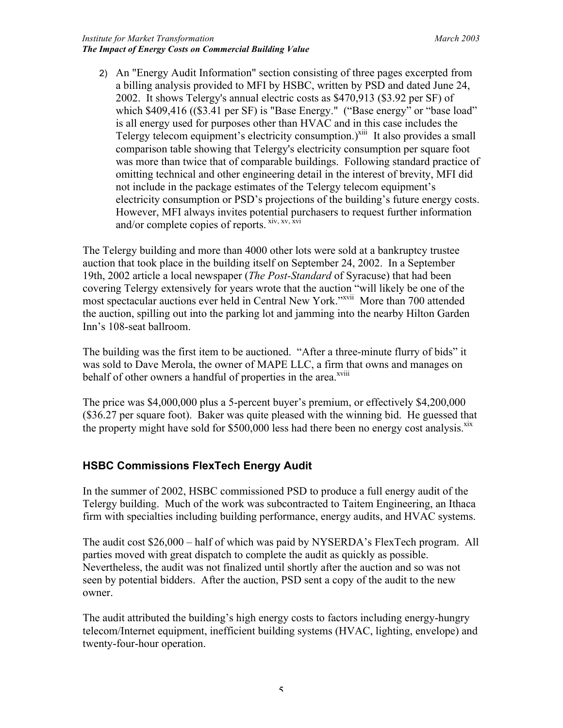2) An "Energy Audit Information" section consisting of three pages excerpted from a billing analysis provided to MFI by HSBC, written by PSD and dated June 24, 2002. It shows Telergy's annual electric costs as $470,913 ($3.92 per SF) of which $409,416 (($3.41 per SF) is "Base Energy." ("Base energy" or "base load" is all energy used for purposes other than HVAC and in this case includes the Telergy telecom equipment's electricity consumption.)[xiii] It also provides a small comparison table showing that Telergy's electricity consumption per square foot was more than twice that of comparable buildings. Following standard practice of omitting technical and other engineering detail in the interest of brevity, MFI did not include in the package estimates of the Telergy telecom equipment's electricity consumption or PSD's projections of the building's future energy costs. However, MFI always invites potential purchasers to request further information and/or complete copies of reports. [xiv, xv, xvi]

The Telergy building and more than 4000 other lots were sold at a bankruptcy trustee auction that took place in the building itself on September 24, 2002. In a September 19th, 2002 article a local newspaper (*The Post-Standard* of Syracuse) that had been covering Telergy extensively for years wrote that the auction "will likely be one of the most spectacular auctions ever held in Central New York."[xvii] More than 700 attended the auction, spilling out into the parking lot and jamming into the nearby Hilton Garden Inn's 108-seat ballroom.

The building was the first item to be auctioned. "After a three-minute flurry of bids" it was sold to Dave Merola, the owner of MAPE LLC, a firm that owns and manages on behalf of other owners a handful of properties in the area.[xviii]

The price was $4,000,000 plus a 5-percent buyer's premium, or effectively $4,200,000 ($36.27 per square foot). Baker was quite pleased with the winning bid. He guessed that the property might have sold for $500,000 less had there been no energy cost analysis.[xix]

## HSBC Commissions FlexTech Energy Audit

In the summer of 2002, HSBC commissioned PSD to produce a full energy audit of the Telergy building. Much of the work was subcontracted to Taitem Engineering, an Ithaca firm with specialties including building performance, energy audits, and HVAC systems.

The audit cost $26,000 – half of which was paid by NYSERDA's FlexTech program. All parties moved with great dispatch to complete the audit as quickly as possible. Nevertheless, the audit was not finalized until shortly after the auction and so was not seen by potential bidders. After the auction, PSD sent a copy of the audit to the new owner.

The audit attributed the building's high energy costs to factors including energy-hungry telecom/Internet equipment, inefficient building systems (HVAC, lighting, envelope) and twenty-four-hour operation.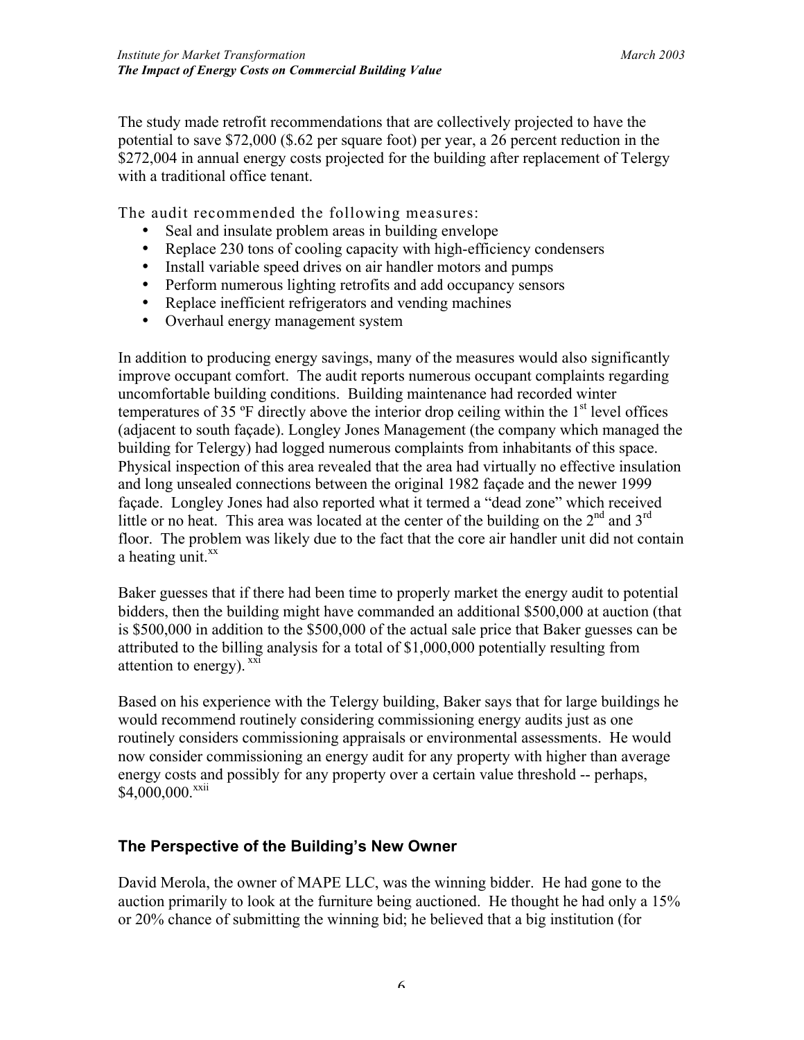The study made retrofit recommendations that are collectively projected to have the potential to save $72,000 ($.62 per square foot) per year, a 26 percent reduction in the $272,004 in annual energy costs projected for the building after replacement of Telergy with a traditional office tenant.

The audit recommended the following measures:

- Seal and insulate problem areas in building envelope
- Replace 230 tons of cooling capacity with high-efficiency condensers
- Install variable speed drives on air handler motors and pumps
- Perform numerous lighting retrofits and add occupancy sensors
- Replace inefficient refrigerators and vending machines
- Overhaul energy management system

In addition to producing energy savings, many of the measures would also significantly improve occupant comfort. The audit reports numerous occupant complaints regarding uncomfortable building conditions. Building maintenance had recorded winter temperatures of 35 ºF directly above the interior drop ceiling within the 1st level offices (adjacent to south façade). Longley Jones Management (the company which managed the building for Telergy) had logged numerous complaints from inhabitants of this space. Physical inspection of this area revealed that the area had virtually no effective insulation and long unsealed connections between the original 1982 façade and the newer 1999 façade. Longley Jones had also reported what it termed a "dead zone" which received little or no heat. This area was located at the center of the building on the 2nd and 3rd floor. The problem was likely due to the fact that the core air handler unit did not contain a heating unit.[xx]

Baker guesses that if there had been time to properly market the energy audit to potential bidders, then the building might have commanded an additional $500,000 at auction (that is $500,000 in addition to the $500,000 of the actual sale price that Baker guesses can be attributed to the billing analysis for a total of $1,000,000 potentially resulting from attention to energy).[xxi]

Based on his experience with the Telergy building, Baker says that for large buildings he would recommend routinely considering commissioning energy audits just as one routinely considers commissioning appraisals or environmental assessments. He would now consider commissioning an energy audit for any property with higher than average energy costs and possibly for any property over a certain value threshold -- perhaps, $4,000,000.[xxii]

### The Perspective of the Building's New Owner

David Merola, the owner of MAPE LLC, was the winning bidder. He had gone to the auction primarily to look at the furniture being auctioned. He thought he had only a 15% or 20% chance of submitting the winning bid; he believed that a big institution (for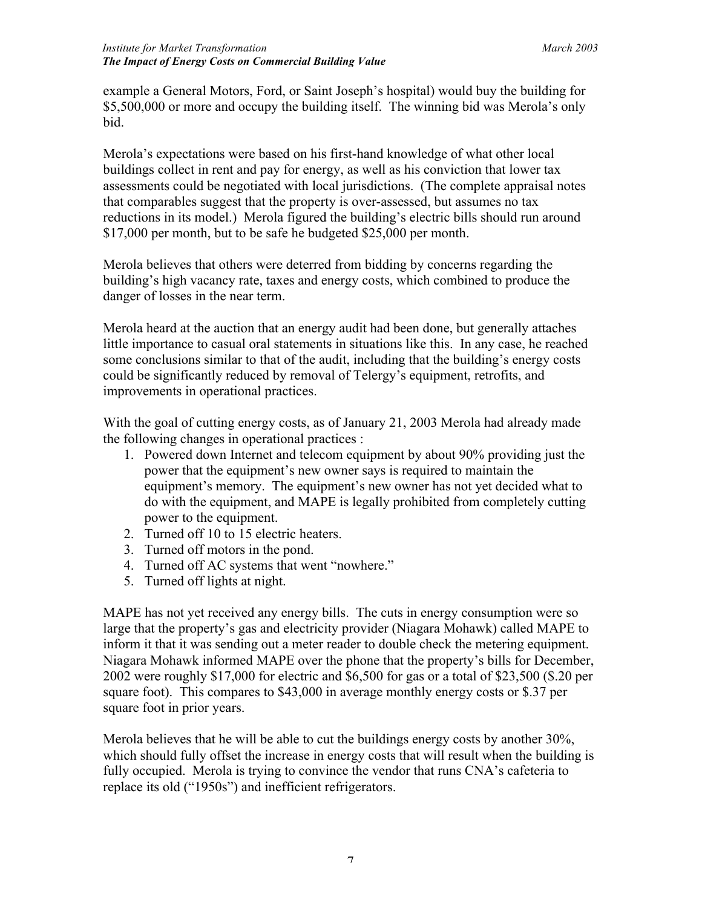example a General Motors, Ford, or Saint Joseph's hospital) would buy the building for $5,500,000 or more and occupy the building itself. The winning bid was Merola's only bid.

Merola's expectations were based on his first-hand knowledge of what other local buildings collect in rent and pay for energy, as well as his conviction that lower tax assessments could be negotiated with local jurisdictions. (The complete appraisal notes that comparables suggest that the property is over-assessed, but assumes no tax reductions in its model.) Merola figured the building's electric bills should run around $17,000 per month, but to be safe he budgeted $25,000 per month.

Merola believes that others were deterred from bidding by concerns regarding the building's high vacancy rate, taxes and energy costs, which combined to produce the danger of losses in the near term.

Merola heard at the auction that an energy audit had been done, but generally attaches little importance to casual oral statements in situations like this. In any case, he reached some conclusions similar to that of the audit, including that the building's energy costs could be significantly reduced by removal of Telergy's equipment, retrofits, and improvements in operational practices.

With the goal of cutting energy costs, as of January 21, 2003 Merola had already made the following changes in operational practices :

1. Powered down Internet and telecom equipment by about 90% providing just the power that the equipment's new owner says is required to maintain the equipment's memory. The equipment's new owner has not yet decided what to do with the equipment, and MAPE is legally prohibited from completely cutting power to the equipment.
2. Turned off 10 to 15 electric heaters.
3. Turned off motors in the pond.
4. Turned off AC systems that went "nowhere."
5. Turned off lights at night.

MAPE has not yet received any energy bills. The cuts in energy consumption were so large that the property's gas and electricity provider (Niagara Mohawk) called MAPE to inform it that it was sending out a meter reader to double check the metering equipment. Niagara Mohawk informed MAPE over the phone that the property's bills for December, 2002 were roughly $17,000 for electric and $6,500 for gas or a total of $23,500 ($.20 per square foot). This compares to $43,000 in average monthly energy costs or $.37 per square foot in prior years.

Merola believes that he will be able to cut the buildings energy costs by another 30%, which should fully offset the increase in energy costs that will result when the building is fully occupied. Merola is trying to convince the vendor that runs CNA's cafeteria to replace its old ("1950s") and inefficient refrigerators.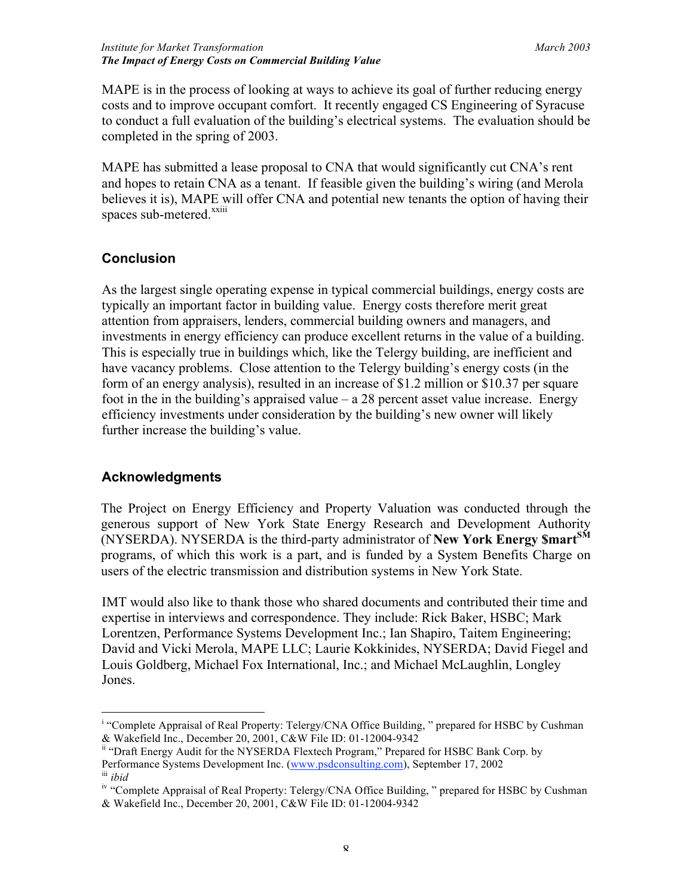MAPE is in the process of looking at ways to achieve its goal of further reducing energy costs and to improve occupant comfort. It recently engaged CS Engineering of Syracuse to conduct a full evaluation of the building's electrical systems. The evaluation should be completed in the spring of 2003.

MAPE has submitted a lease proposal to CNA that would significantly cut CNA's rent and hopes to retain CNA as a tenant. If feasible given the building's wiring (and Merola believes it is), MAPE will offer CNA and potential new tenants the option of having their spaces sub-metered.[xxiii]

## Conclusion

As the largest single operating expense in typical commercial buildings, energy costs are typically an important factor in building value. Energy costs therefore merit great attention from appraisers, lenders, commercial building owners and managers, and investments in energy efficiency can produce excellent returns in the value of a building. This is especially true in buildings which, like the Telergy building, are inefficient and have vacancy problems. Close attention to the Telergy building's energy costs (in the form of an energy analysis), resulted in an increase of $1.2 million or $10.37 per square foot in the in the building's appraised value – a 28 percent asset value increase. Energy efficiency investments under consideration by the building's new owner will likely further increase the building's value.

## Acknowledgments

The Project on Energy Efficiency and Property Valuation was conducted through the generous support of New York State Energy Research and Development Authority (NYSERDA). NYSERDA is the third-party administrator of **New York Energy $mart[SM]** programs, of which this work is a part, and is funded by a System Benefits Charge on users of the electric transmission and distribution systems in New York State.

IMT would also like to thank those who shared documents and contributed their time and expertise in interviews and correspondence. They include: Rick Baker, HSBC; Mark Lorentzen, Performance Systems Development Inc.; Ian Shapiro, Taitem Engineering; David and Vicki Merola, MAPE LLC; Laurie Kokkinides, NYSERDA; David Fiegel and Louis Goldberg, Michael Fox International, Inc.; and Michael McLaughlin, Longley Jones.

---

[i] "Complete Appraisal of Real Property: Telergy/CNA Office Building, " prepared for HSBC by Cushman & Wakefield Inc., December 20, 2001, C&W File ID: 01-12004-9342

[ii] "Draft Energy Audit for the NYSERDA Flextech Program," Prepared for HSBC Bank Corp. by Performance Systems Development Inc. (www.psdconsulting.com), September 17, 2002

[iii] *ibid*

[iv] "Complete Appraisal of Real Property: Telergy/CNA Office Building, " prepared for HSBC by Cushman & Wakefield Inc., December 20, 2001, C&W File ID: 01-12004-9342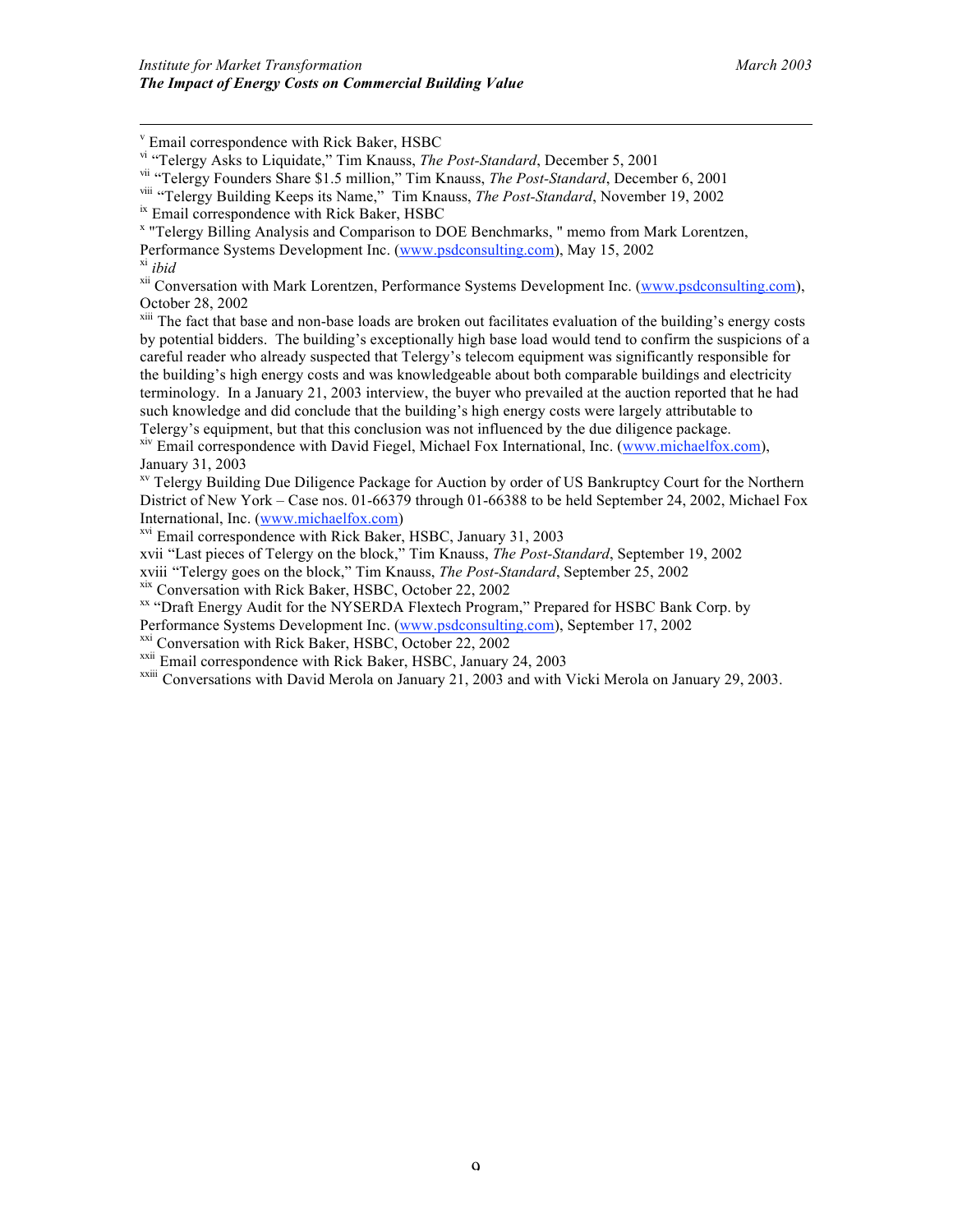[v] Email correspondence with Rick Baker, HSBC

[vi] "Telergy Asks to Liquidate," Tim Knauss, *The Post-Standard*, December 5, 2001

[vii] "Telergy Founders Share $1.5 million," Tim Knauss, *The Post-Standard*, December 6, 2001

[viii] "Telergy Building Keeps its Name," Tim Knauss, *The Post-Standard*, November 19, 2002

[ix] Email correspondence with Rick Baker, HSBC

[x] "Telergy Billing Analysis and Comparison to DOE Benchmarks, " memo from Mark Lorentzen, Performance Systems Development Inc. (www.psdconsulting.com), May 15, 2002

[xi] *ibid*

[xii] Conversation with Mark Lorentzen, Performance Systems Development Inc. (www.psdconsulting.com), October 28, 2002

[xiii] The fact that base and non-base loads are broken out facilitates evaluation of the building's energy costs by potential bidders. The building's exceptionally high base load would tend to confirm the suspicions of a careful reader who already suspected that Telergy's telecom equipment was significantly responsible for the building's high energy costs and was knowledgeable about both comparable buildings and electricity terminology. In a January 21, 2003 interview, the buyer who prevailed at the auction reported that he had such knowledge and did conclude that the building's high energy costs were largely attributable to Telergy's equipment, but that this conclusion was not influenced by the due diligence package.

[xiv] Email correspondence with David Fiegel, Michael Fox International, Inc. (www.michaelfox.com), January 31, 2003

[xv] Telergy Building Due Diligence Package for Auction by order of US Bankruptcy Court for the Northern District of New York – Case nos. 01-66379 through 01-66388 to be held September 24, 2002, Michael Fox International, Inc. (www.michaelfox.com)

[xvi] Email correspondence with Rick Baker, HSBC, January 31, 2003

xvii "Last pieces of Telergy on the block," Tim Knauss, *The Post-Standard*, September 19, 2002

xviii "Telergy goes on the block," Tim Knauss, *The Post-Standard*, September 25, 2002

[xix] Conversation with Rick Baker, HSBC, October 22, 2002

[xx] "Draft Energy Audit for the NYSERDA Flextech Program," Prepared for HSBC Bank Corp. by Performance Systems Development Inc. (www.psdconsulting.com), September 17, 2002

[xxi] Conversation with Rick Baker, HSBC, October 22, 2002

[xxii] Email correspondence with Rick Baker, HSBC, January 24, 2003

[xxiii] Conversations with David Merola on January 21, 2003 and with Vicki Merola on January 29, 2003.